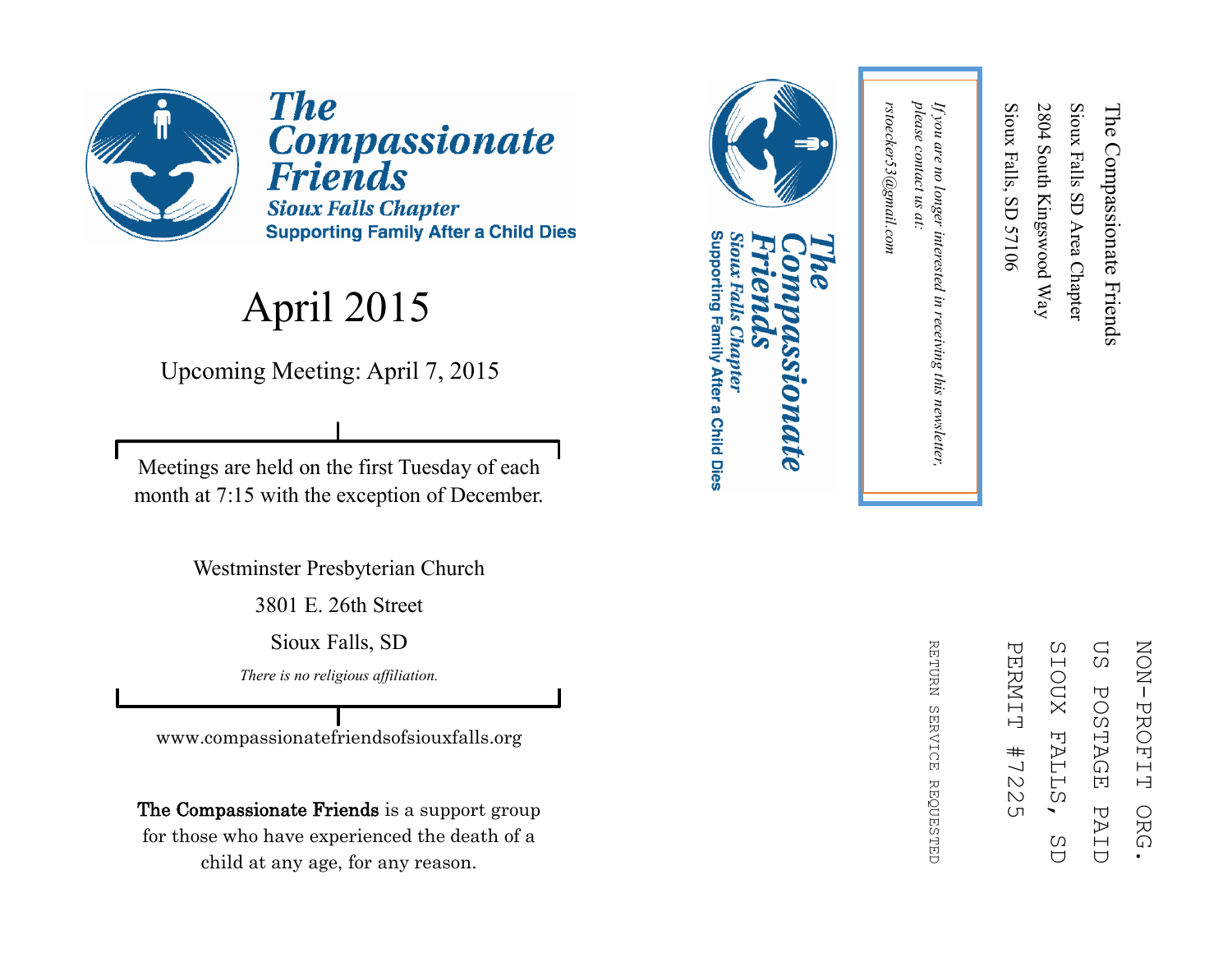# The Compassionate Friends

### Sioux Falls Chapter

**Supporting Family After a Child Dies**

# April 2015

Upcoming Meeting: April 7, 2015

Meetings are held on the first Tuesday of each month at 7:15 with the exception of December.

Westminster Presbyterian Church

3801 E. 26th Street

Sioux Falls, SD

*There is no religious affiliation.*

www.compassionatefriendsofsiouxfalls.org

**The Compassionate Friends** is a support group for those who have experienced the death of a child at any age, for any reason.

---

The Compassionate Friends
Sioux Falls SD Area Chapter
2804 South Kingswood Way
Sioux Falls, SD 57106

NON-PROFIT ORG.
US POSTAGE PAID
SIOUX FALLS, SD
PERMIT #7225

RETURN SERVICE REQUESTED

**The Compassionate Friends**
*Sioux Falls Chapter*
**Supporting Family After a Child Dies**

*If you are no longer interested in receiving this newsletter, please contact us at:*
*rstoecker53@gmail.com*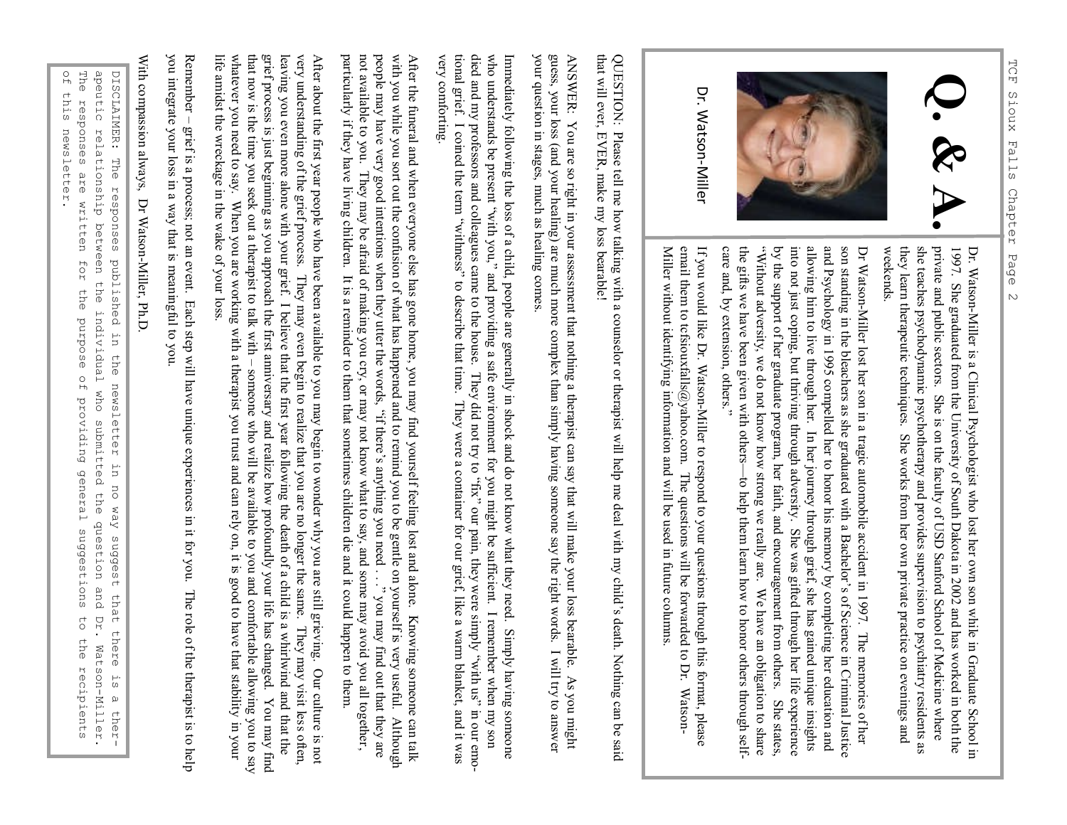# Q. & A.

Dr. Watson-Miller

Dr. Watson-Miller is a Clinical Psychologist who lost her own son while in Graduate School in 1997. She graduated from the University of South Dakota in 2002 and has worked in both the private and public sectors. She is on the faculty of USD Sanford School of Medicine where she teaches psychodynamic psychotherapy and provides supervision to psychiatry residents as they learn therapeutic techniques. She works from her own private practice on evenings and weekends.

Dr Watson-Miller lost her son in a tragic automobile accident in 1997. The memories of her son standing in the bleachers as she graduated with a Bachelor's of Science in Criminal Justice and Psychology in 1995 compelled her to honor his memory by completing her education and allowing him to live through her. In her journey through grief, she has gained unique insights into not just coping, but thriving through adversity. She was gifted through her life experience by the support of her graduate program, her faith, and encouragement from others. She states, "Without adversity, we do not know how strong we really are. We have an obligation to share the gifts we have been given with others—to help them learn how to honor others through self-care and, by extension, others."

If you would like Dr. Watson-Miller to respond to your questions through this format, please email them to tcfsiouxfalls@yahoo.com. The questions will be forwarded to Dr. Watson-Miller without identifying information and will be used in future columns.

QUESTION: Please tell me how talking with a counselor or therapist will help me deal with my child's death. Nothing can be said that will ever, EVER, make my loss bearable!

ANSWER: You are so right in your assessment that nothing a therapist can say that will make your loss bearable. As you might guess, your loss (and your healing) are much more complex than simply having someone say the right words. I will try to answer your question in stages, much as healing comes.

Immediately following the loss of a child, people are generally in shock and do not know what they need. Simply having someone who understands be present "with you," and providing a safe environment for you might be sufficient. I remember when my son died and my professors and colleagues came to the house. They did not try to "fix" our pain, they were simply "with us" in our emotional grief. I coined the term "witness" to describe that time. They were a container for our grief, like a warm blanket, and it was very comforting.

After the funeral and when everyone else has gone home, you may find yourself feeling lost and alone. Knowing someone can talk with you while you sort out the confusion of what has happened and to remind you to be gentle on yourself is very useful. Although people may have very good intentions when they utter the words, "if there's anything you need . . ." you may find out that they are not available to you. They may be afraid of making you cry, or may not know what to say, and some may avoid you all together, particularly if they have living children. It is a reminder to them that sometimes children die and it could happen to them.

After about the first year people who have been available to you may begin to wonder why you are still grieving. Our culture is not very understanding of the grief process. They may even begin to realize that you are no longer the same. They may visit less often, leaving you even more alone with your grief. I believe that the first year following the death of a child is a whirlwind and that the grief process is just beginning as you approach the first anniversary and realize how profoundly your life has changed. You may find that now is the time you seek out a therapist to talk with – someone who will be available to you and comfortable allowing you to say whatever you need to say. When you are working with a therapist you trust and can rely on, it is good to have that stability in your life amidst the wreckage in the wake of your loss.

Remember – grief is a process, not an event. Each step will have unique experiences in it for you. The role of the therapist is to help you integrate your loss in a way that is meaningful to you.

With compassion always, Dr Watson-Miller, Ph.D.

DISCLAIMER: The responses published in the newsletter in no way suggest that there is a therapeutic relationship between the individual who submitted the question and Dr. Watson-Miller. The responses are written for the purpose of providing general suggestions to the recipients of this newsletter.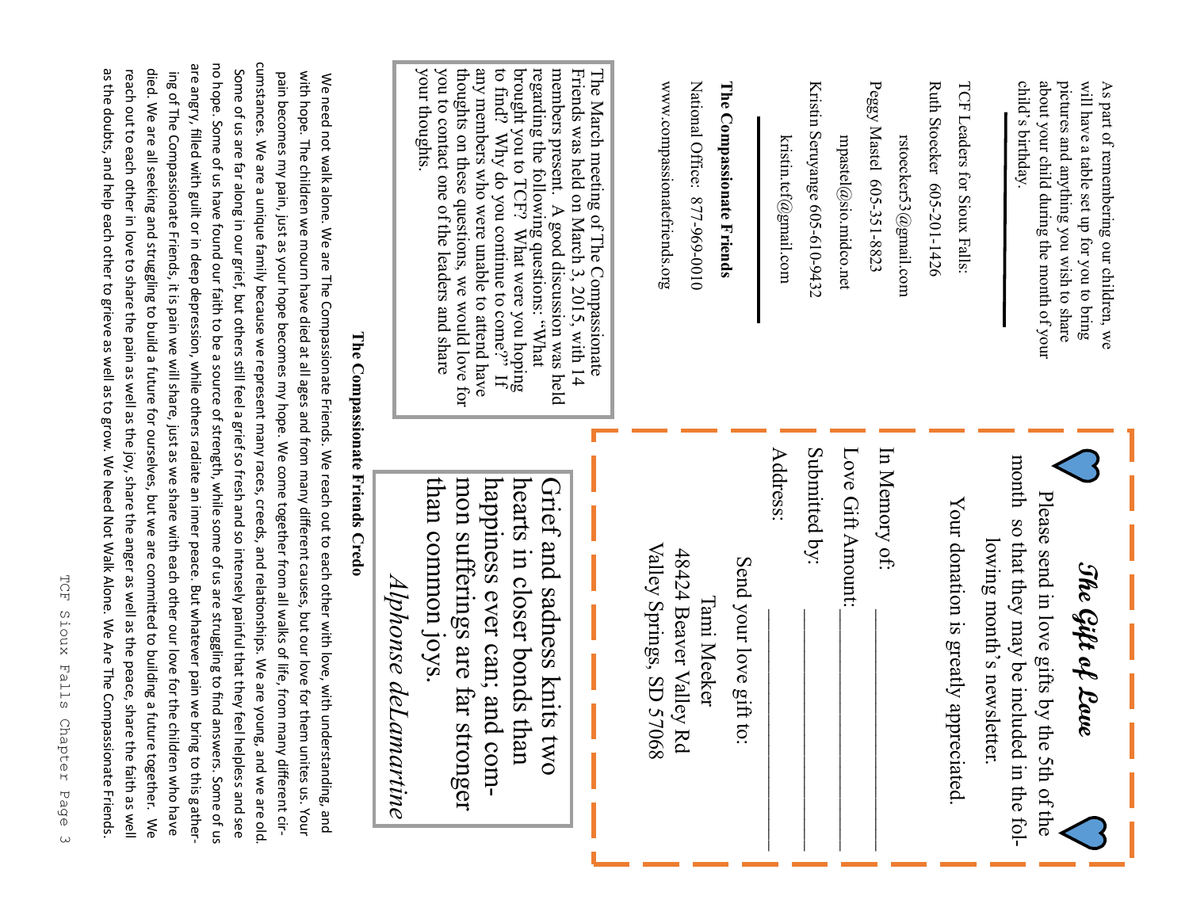As part of remembering our children, we will have a table set up for you to bring pictures and anything you wish to share about your child during the month of your child's birthday.

TCF Leaders for Sioux Falls:

Ruth Stoecker 605-201-1426

rstoecker53@gmail.com

Peggy Mastel 605-351-8823

mpastel@sio.midco.net

Kristin Seruyange 605-610-9432

kristin.tcf@gmail.com

**The Compassionate Friends**

National Office: 877-969-0010

www.compassionatefriends.org

The March meeting of The Compassionate Friends was held on March 3, 2015, with 14 members present. A good discussion was held regarding the following questions: "What brought you to TCF? What were you hoping to find? Why do you continue to come?" If any members who were unable to attend have thoughts on these questions, we would love for you to contact one of the leaders and share your thoughts.

## *The Gift of Love*

Please send in love gifts by the 5th of the month so that they may be included in the following month's newsletter.

Your donation is greatly appreciated.

In Memory of: ____________________

Love Gift Amount: ____________________

Submitted by: ____________________

Address: ____________________

Send your love gift to:

Tami Meeker
48424 Beaver Valley Rd
Valley Springs, SD 57068

Grief and sadness knits two hearts in closer bonds than happiness ever can; and common sufferings are far stronger than common joys.

*Alphonse deLamartine*

## The Compassionate Friends Credo

We need not walk alone. We are The Compassionate Friends. We reach out to each other with love, with understanding, and with hope. The children we mourn have died at all ages and from many different causes, but our love for them unites us. Your pain becomes my pain, just as your hope becomes my hope. We come together from all walks of life, from many different circumstances. We are a unique family because we represent many races, creeds, and relationships. We are young, and we are old. Some of us are far along in our grief, but others still feel a grief so fresh and so intensely painful that they feel helpless and see no hope. Some of us have found our faith to be a source of strength, while some of us are struggling to find answers. Some of us are angry, filled with guilt or in deep depression, while others radiate an inner peace. But whatever pain we bring to this gathering of The Compassionate Friends, it is pain we will share, just as we share with each other our love for the children who have died. We are all seeking and struggling to build a future for ourselves, but we are committed to building a future together. We reach out to each other in love to share the pain as well as the joy, share the anger as well as the peace, share the faith as well as the doubts, and help each other to grieve as well as to grow. We Need Not Walk Alone. We Are The Compassionate Friends.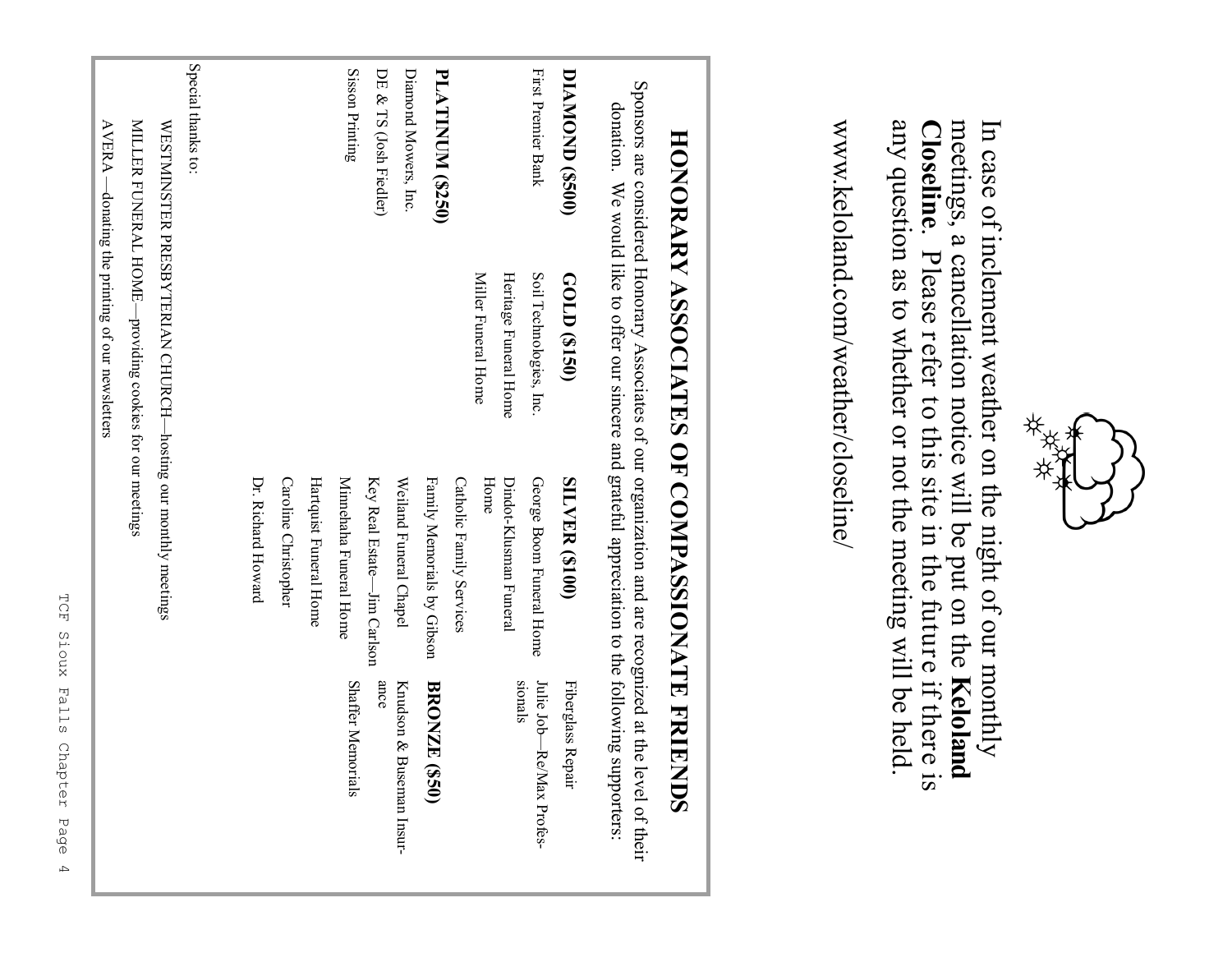In case of inclement weather on the night of our monthly meetings, a cancellation notice will be put on the **Keloland Closeline**. Please refer to this site in the future if there is any question as to whether or not the meeting will be held.

www.keloland.com/weather/closeline/

# HONORARY ASSOCIATES OF COMPASSIONATE FRIENDS

Sponsors are considered Honorary Associates of our organization and are recognized at the level of their donation. We would like to offer our sincere and grateful appreciation to the following supporters:

**DIAMOND ($500)**

First Premier Bank

**GOLD ($150)**

Soil Technologies, Inc.
Heritage Funeral Home
Miller Funeral Home

**SILVER ($100)**

George Boom Funeral Home
Dindot-Klusman Funeral Home
Catholic Family Services
Family Memorials by Gibson
Weiland Funeral Chapel
Key Real Estate—Jim Carlson
Minnehaha Funeral Home
Hartquist Funeral Home
Caroline Christopher
Dr. Richard Howard
Fiberglass Repair
Julie Job—Re/Max Professionals

**PLATINUM ($250)**

Diamond Mowers, Inc.
DE & TS (Josh Fiedler)
Sisson Printing

**BRONZE ($50)**

Knudson & Buseman Insurance
Shaffer Memorials

Special thanks to:

WESTMINSTER PRESBYTERIAN CHURCH—hosting our monthly meetings
MILLER FUNERAL HOME—providing cookies for our meetings
AVERA —donating the printing of our newsletters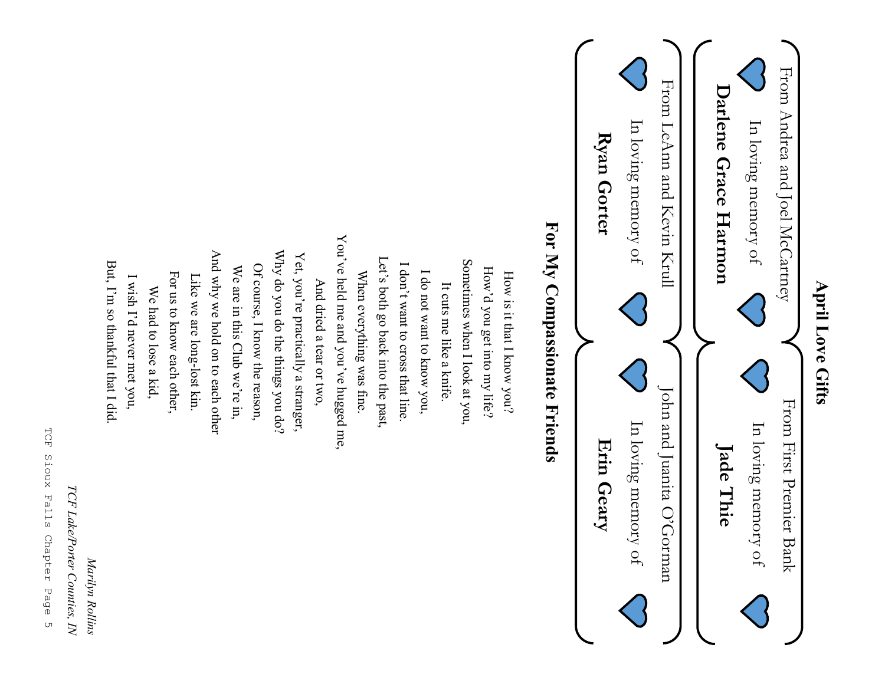## April Love Gifts

From Andrea and Joel McCartney
In loving memory of
**Darlene Grace Harmon**

From First Premier Bank
In loving memory of
**Jade Thie**

From LeAnn and Kevin Krull
In loving memory of
**Ryan Gorter**

John and Juanita O'Gorman
In loving memory of
**Erin Geary**

## For My Compassionate Friends

How is it that I know you?
How'd you get into my life?
Sometimes when I look at you,
It cuts me like a knife.
I do not want to know you,
I don't want to cross that line.
Let's both go back into the past,
When everything was fine.
You've held me and you've hugged me,
And dried a tear or two,
Yet, you're practically a stranger,
Why do you do the things you do?
Of course, I know the reason,
We are in this Club we're in,
And why we hold on to each other
Like we are long-lost kin.
For us to know each other,
We had to lose a kid,
I wish I'd never met you,
But, I'm so thankful that I did.

*Marilyn Rollins*
*TCF Lake/Porter Counties, IN*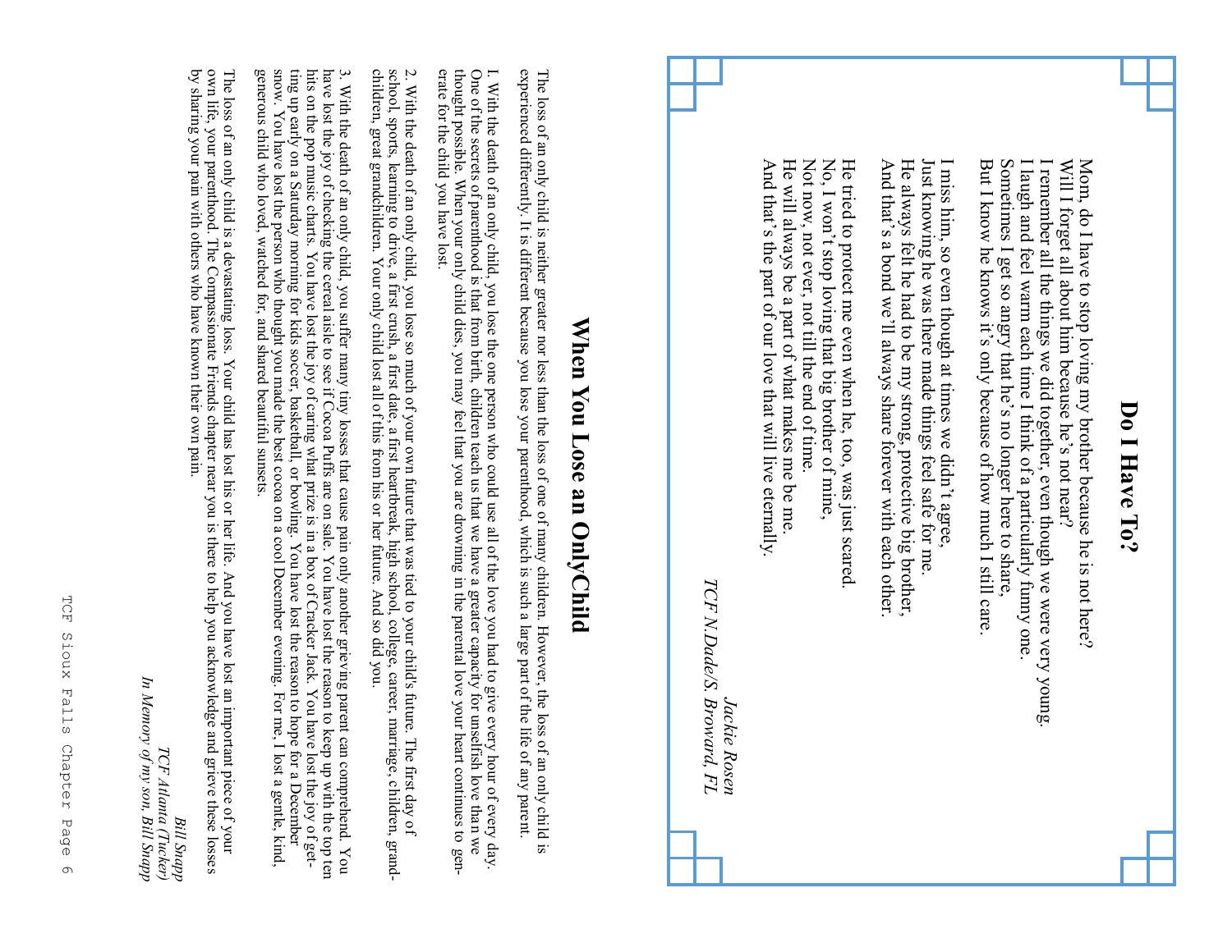# Do I Have To?

Mom, do I have to stop loving my brother because he is not here?
Will I forget all about him because he's not near?
I remember all the things we did together, even though we were very young.
I laugh and feel warm each time I think of a particularly funny one.
Sometimes I get so angry that he's no longer here to share,
But I know he knows it's only because of how much I still care.

I miss him, so even though at times we didn't agree,
Just knowing he was there made things feel safe for me.
He always felt he had to be my strong, protective big brother,
And that's a bond we'll always share forever with each other.

He tried to protect me even when he, too, was just scared.
No, I won't stop loving that big brother of mine,
Not now, not ever, not till the end of time.
He will always be a part of what makes me be me.
And that's the part of our love that will live eternally.

*Jackie Rosen*
*TCF N.Dade/S. Broward, FL*

# When You Lose an OnlyChild

The loss of an only child is neither greater nor less than the loss of one of many children. However, the loss of an only child is experienced differently. It is different because you lose your parenthood, which is such a large part of the life of any parent.

1. With the death of an only child, you lose the one person who could use all of the love you had to give every hour of every day. One of the secrets of parenthood is that from birth, children teach us that we have a greater capacity for unselfish love than we thought possible. When your only child dies, you may feel that you are drowning in the parental love your heart continues to generate for the child you have lost.

2. With the death of an only child, you lose so much of your own future that was tied to your child's future. The first day of school, sports, learning to drive, a first crush, a first date, a first heartbreak, high school, college, career, marriage, children, grandchildren, great grandchildren. Your only child lost all of this from his or her future. And so did you.

3. With the death of an only child, you suffer many tiny losses that cause pain only another grieving parent can comprehend. You have lost the joy of checking the cereal aisle to see if Cocoa Puffs are on sale. You have lost the reason to keep up with the top ten hits on the pop music charts. You have lost the joy of caring what prize is in a box of Cracker Jack. You have lost the joy of getting up early on a Saturday morning for kids soccer, basketball, or bowling. You have lost the reason to hope for a December snow. You have lost the person who thought you made the best cocoa on a cool December evening. For me, I lost a gentle, kind, generous child who loved, watched for, and shared beautiful sunsets.

The loss of an only child is a devastating loss. Your child has lost his or her life. And you have lost an important piece of your own life, your parenthood. The Compassionate Friends chapter near you is there to help you acknowledge and grieve these losses by sharing your pain with others who have known their own pain.

*Bill Snapp*
*TCF Atlanta (Tucker)*
*In Memory of my son, Bill Snapp*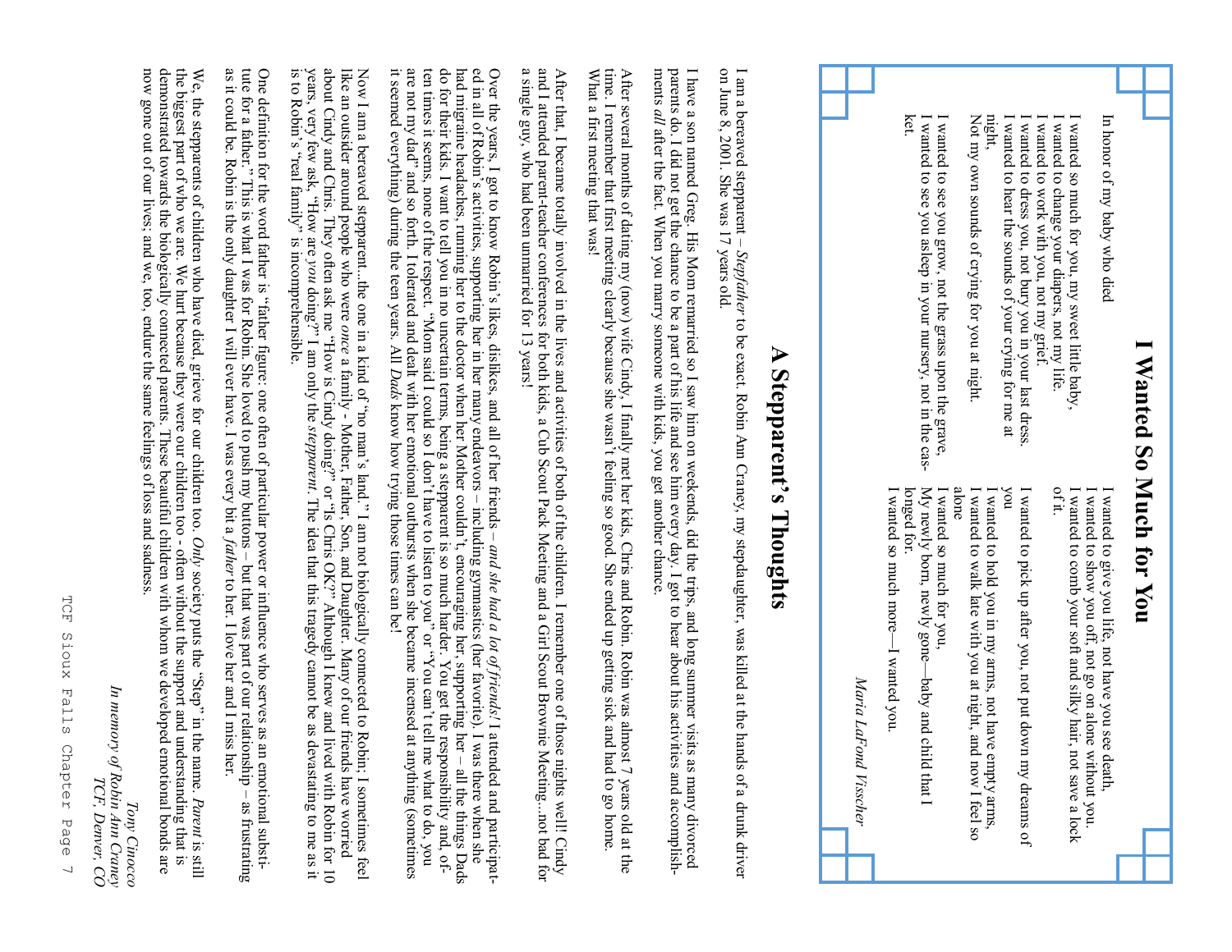# I Wanted So Much for You

In honor of my baby who died

I wanted so much for you, my sweet little baby,
I wanted to change your diapers, not my life.
I wanted to work with you, not my grief.
I wanted to dress you, not bury you in your last dress.
I wanted to hear the sounds of your crying for me at night,
Not my own sounds of crying for you at night.

I wanted to see you grow, not the grass upon the grave,
I wanted to see you asleep in your nursery, not in the casket.

I wanted to give you life, not have you see death,
I wanted to show you off, not go on alone without you.
I wanted to comb your soft and silky hair, not save a lock of it.

I wanted to pick up after you, not put down my dreams of you
I wanted to hold you in my arms, not have empty arms,
I wanted to walk late with you at night, and now I feel so alone
I wanted so much for you,
My newly born, newly gone—baby and child that I longed for.
I wanted so much more—I wanted you.

*Maria LaFond Visscher*

# A Stepparent's Thoughts

I am a bereaved stepparent – *Stepfather* to be exact. Robin Ann Craney, my stepdaughter, was killed at the hands of a drunk driver on June 8, 2001. She was 17 years old.

I have a son named Greg. His Mom remarried so I saw him on weekends, did the trips, and long summer visits as many divorced parents do. I did not get the chance to be a part of his life and see him every day. I got to hear about his activities and accomplishments *all* after the fact. When you marry someone with kids, you get another chance.

After several months of dating my (now) wife Cindy, I finally met her kids, Chris and Robin. Robin was almost 7 years old at the time. I remember that first meeting clearly because she wasn't feeling so good. She ended up getting sick and had to go home. What a first meeting that was!

After that, I became totally involved in the lives and activities of both of the children. I remember one of those nights well! Cindy and I attended parent-teacher conferences for both kids, a Cub Scout Pack Meeting and a Girl Scout Brownie Meeting...not bad for a single guy, who had been unmarried for 13 years!

Over the years, I got to know Robin's likes, dislikes, and all of her friends – *and she had a lot of friends!* I attended and participated in all of Robin's activities, supporting her in her many endeavors – including gymnastics (her favorite). I was there when she had migraine headaches, running her to the doctor when her Mother couldn't, encouraging her, supporting her – all the things Dads do for their kids. I want to tell you in no uncertain terms, being a stepparent is so much harder. You get the responsibility and, often times it seems, none of the respect. "Mom said I could so I don't have to listen to you" or "You can't tell me what to do, you are not my dad" and so forth. I tolerated and dealt with her emotional outbursts when she became incensed at anything (sometimes it seemed everything) during the teen years. All *Dads* know how trying those times can be!

Now I am a bereaved stepparent...the one in a kind of "no man's land." I am not biologically connected to Robin; I sometimes feel like an outsider around people who were *once* a family - Mother, Father, Son, and Daughter. Many of our friends have worried about Cindy and Chris. They often ask me "How is Cindy doing?" or "Is Chris OK?" Although I knew and lived with Robin for 10 years, very few ask, "How are *you* doing?" I am only the *stepparent*. The idea that this tragedy cannot be as devastating to me as it is to Robin's "real family" is incomprehensible.

One definition for the word father is "father figure: one often of particular power or influence who serves as an emotional substitute for a father." This is what I was for Robin. She loved to push my buttons – but that was part of our relationship – as frustrating as it could be. Robin is the only daughter I will ever have. I was every bit a *father* to her. I love her and I miss her.

We, the stepparents of children who have died, grieve for our children too. *Only* society puts the "Step" in the name. *Parent* is still the biggest part of who we are. We hurt because they were our children too - often without the support and understanding that is demonstrated towards the biologically connected parents. These beautiful children with whom we developed emotional bonds are now gone out of our lives; and we, too, endure the same feelings of loss and sadness.

*Tony Cinocco*
*In memory of Robin Ann Craney*
*TCF, Denver, CO*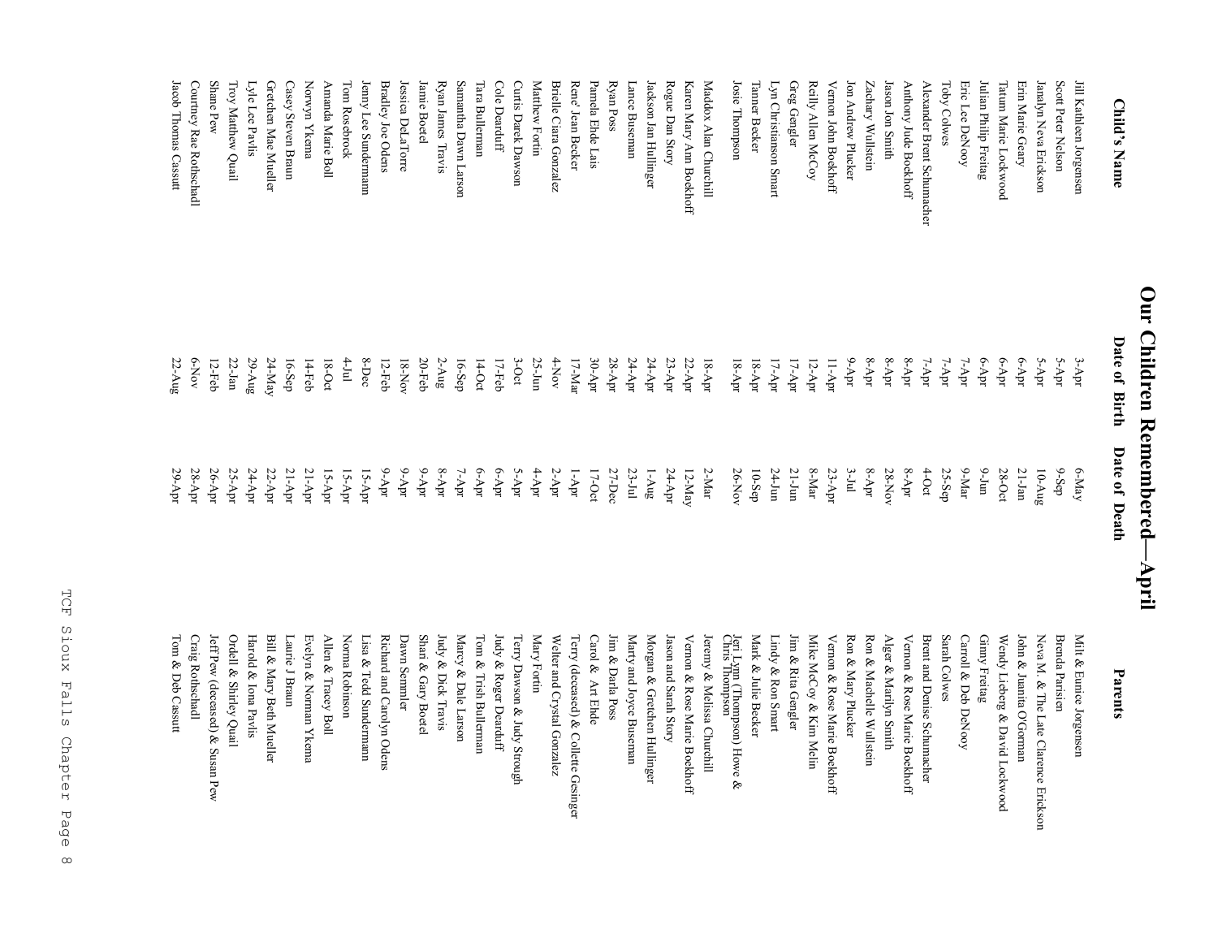# Our Children Remembered—April

| Child's Name | Date of Birth | Date of Death | Parents |
|---|---|---|---|
| Jill Kathleen Jorgensen | 3-Apr | 6-May | Milt & Eunice Jorgensen |
| Scott Peter Nelson | 5-Apr | 9-Sep | Brenda Parisien |
| Janalyn Neva Erickson | 5-Apr | 10-Aug | Neva M. & The Late Clarence Erickson |
| Erin Marie Geary | 6-Apr | 21-Jan | John & Juanita O'Gorman |
| Tatum Marie Lockwood | 6-Apr | 28-Oct | Wendy Lieberg & David Lockwood |
| Julian Philip Freitag | 6-Apr | 9-Jun | Ginny Freitag |
| Eric Lee DeNooy | 7-Apr | 9-Mar | Carroll & Deb DeNooy |
| Toby Colwes | 7-Apr | 25-Sep | Sarah Colwes |
| Alexander Brent Schumacher | 7-Apr | 4-Oct | Brent and Denise Schumacher |
| Anthony Jude Boekhoff | 8-Apr | 8-Apr | Vernon & Rose Marie Boekhoff |
| Jason Jon Smith | 8-Apr | 28-Nov | Alger & Marilyn Smith |
| Zachary Wullstein | 8-Apr | 8-Apr | Ron & Machelle Wullstein |
| Jon Andrew Plucker | 9-Apr | 3-Jul | Ron & Mary Plucker |
| Vernon John Boekhoff | 11-Apr | 23-Apr | Vernon & Rose Marie Boekhoff |
| Reilly Allen McCoy | 12-Apr | 8-Mar | Mike McCoy & Kim Melin |
| Greg Gengler | 17-Apr | 21-Jun | Jim & Rita Gengler |
| Lyn Christianson Smart | 17-Apr | 24-Jun | Lindy & Ron Smart |
| Tanner Becker | 18-Apr | 10-Sep | Mark & Julie Becker |
| Josie Thompson | 18-Apr | 26-Nov | Jeri Lynn (Thompson) Howe & Chris Thompson |
| Maddox Alan Churchill | 18-Apr | 2-Mar | Jeremy & Melissa Churchill |
| Karen Mary Ann Boekhoff | 22-Apr | 12-May | Vernon & Rose Marie Boekhoff |
| Rogue Dan Story | 23-Apr | 24-Apr | Jason and Sarah Story |
| Jackson Jan Hullinger | 24-Apr | 1-Aug | Morgan & Gretchen Hullinger |
| Lance Buseman | 24-Apr | 23-Jul | Marty and Joyce Buseman |
| Ryan Poss | 28-Apr | 27-Dec | Jim & Darla Poss |
| Pamela Ehde Lais | 30-Apr | 17-Oct | Carol & Art Ehde |
| Rene' Jean Becker | 17-Mar | 1-Apr | Terry (deceased) & Collette Gesinger |
| Brielle Ciara Gonzalez | 4-Nov | 2-Apr | Welter and Crystal Gonzalez |
| Matthew Fortin | 25-Jun | 4-Apr | Mary Fortin |
| Curtis Darek Dawson | 3-Oct | 5-Apr | Terry Dawson & Judy Strough |
| Cole Dearduff | 17-Feb | 6-Apr | Judy & Roger Dearduff |
| Tara Bullerman | 14-Oct | 6-Apr | Tom & Trish Bullerman |
| Samantha Dawn Larson | 16-Sep | 7-Apr | Marcy & Dale Larson |
| Ryan James Travis | 2-Aug | 8-Apr | Judy & Dick Travis |
| Jamie Boetel | 20-Feb | 9-Apr | Shari & Gary Boetel |
| Jessica DeLaTorre | 18-Nov | 9-Apr | Dawn Semmler |
| Bradley Joe Odens | 12-Feb | 9-Apr | Richard and Carolyn Odens |
| Jenny Lee Sundermann | 8-Dec | 15-Apr | Lisa & Tedd Sundermann |
| Tom Rosebrock | 4-Jul | 15-Apr | Norma Robinson |
| Amanda Marie Boll | 18-Oct | 15-Apr | Allen & Tracey Boll |
| Norwyn Ykema | 14-Feb | 21-Apr | Evelyn & Norman Ykema |
| Casey Steven Braun | 16-Sep | 21-Apr | Laurie J Braun |
| Gretchen Mae Mueller | 24-May | 22-Apr | Bill & Mary Beth Mueller |
| Lyle Lee Pavlis | 29-Aug | 24-Apr | Harold & Iona Pavlis |
| Troy Matthew Quail | 22-Jan | 25-Apr | Ordell & Shirley Quail |
| Shane Pew | 12-Feb | 26-Apr | Jeff Pew (deceased) & Susan Pew |
| Courtney Rae Rothschadl | 6-Nov | 28-Apr | Craig Rothschadl |
| Jacob Thomas Cassutt | 22-Aug | 29-Apr | Tom & Deb Cassutt |